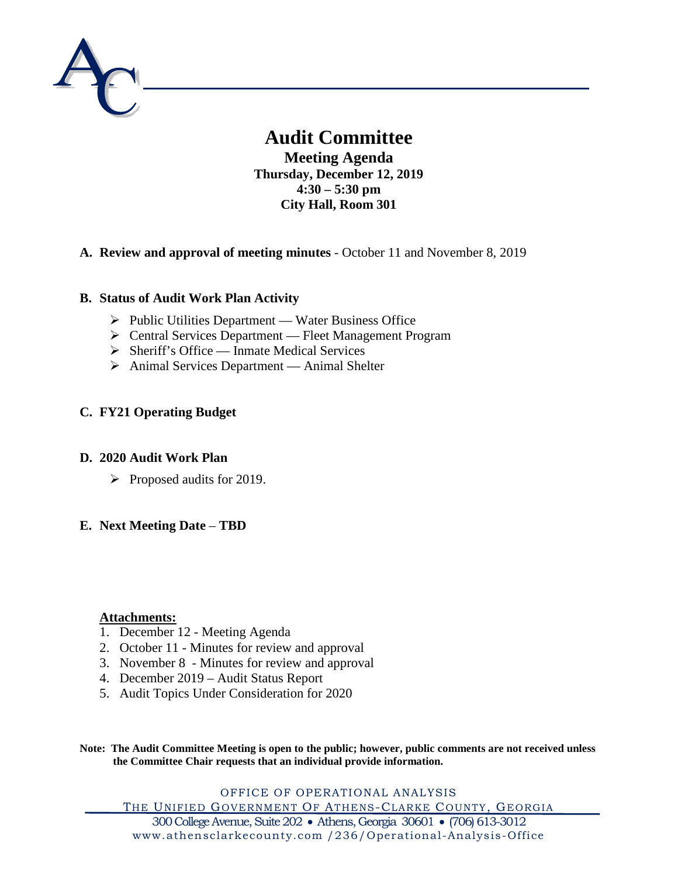# Audit Committee

**Meeting Agenda**
**Thursday, December 12, 2019**
**4:30 – 5:30 pm**
**City Hall, Room 301**

**A. Review and approval of meeting minutes** - October 11 and November 8, 2019

**B. Status of Audit Work Plan Activity**

- Public Utilities Department — Water Business Office
- Central Services Department — Fleet Management Program
- Sheriff's Office — Inmate Medical Services
- Animal Services Department — Animal Shelter

**C. FY21 Operating Budget**

**D. 2020 Audit Work Plan**

- Proposed audits for 2019.

**E. Next Meeting Date** – **TBD**

**Attachments:**

1. December 12 - Meeting Agenda
2. October 11 - Minutes for review and approval
3. November 8 - Minutes for review and approval
4. December 2019 – Audit Status Report
5. Audit Topics Under Consideration for 2020

**Note: The Audit Committee Meeting is open to the public; however, public comments are not received unless the Committee Chair requests that an individual provide information.**

OFFICE OF OPERATIONAL ANALYSIS
THE UNIFIED GOVERNMENT OF ATHENS-CLARKE COUNTY, GEORGIA
300 College Avenue, Suite 202 • Athens, Georgia 30601 • (706) 613-3012
www.athensclarkecounty.com /236/Operational-Analysis-Office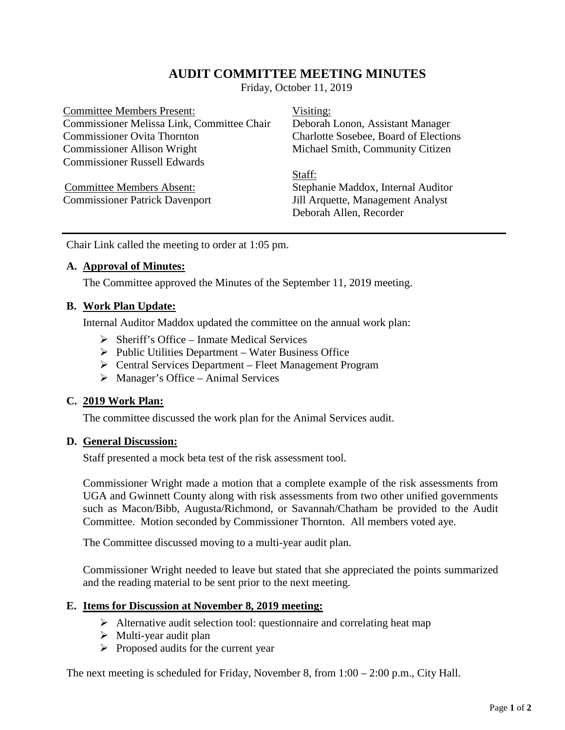# AUDIT COMMITTEE MEETING MINUTES

Friday, October 11, 2019

Committee Members Present:
Commissioner Melissa Link, Committee Chair
Commissioner Ovita Thornton
Commissioner Allison Wright
Commissioner Russell Edwards

Committee Members Absent:
Commissioner Patrick Davenport

Visiting:
Deborah Lonon, Assistant Manager
Charlotte Sosebee, Board of Elections
Michael Smith, Community Citizen

Staff:
Stephanie Maddox, Internal Auditor
Jill Arquette, Management Analyst
Deborah Allen, Recorder

---

Chair Link called the meeting to order at 1:05 pm.

**A. Approval of Minutes:**

The Committee approved the Minutes of the September 11, 2019 meeting.

**B. Work Plan Update:**

Internal Auditor Maddox updated the committee on the annual work plan:

- Sheriff's Office – Inmate Medical Services
- Public Utilities Department – Water Business Office
- Central Services Department – Fleet Management Program
- Manager's Office – Animal Services

**C. 2019 Work Plan:**

The committee discussed the work plan for the Animal Services audit.

**D. General Discussion:**

Staff presented a mock beta test of the risk assessment tool.

Commissioner Wright made a motion that a complete example of the risk assessments from UGA and Gwinnett County along with risk assessments from two other unified governments such as Macon/Bibb, Augusta/Richmond, or Savannah/Chatham be provided to the Audit Committee. Motion seconded by Commissioner Thornton. All members voted aye.

The Committee discussed moving to a multi-year audit plan.

Commissioner Wright needed to leave but stated that she appreciated the points summarized and the reading material to be sent prior to the next meeting.

**E. Items for Discussion at November 8, 2019 meeting:**

- Alternative audit selection tool: questionnaire and correlating heat map
- Multi-year audit plan
- Proposed audits for the current year

The next meeting is scheduled for Friday, November 8, from 1:00 – 2:00 p.m., City Hall.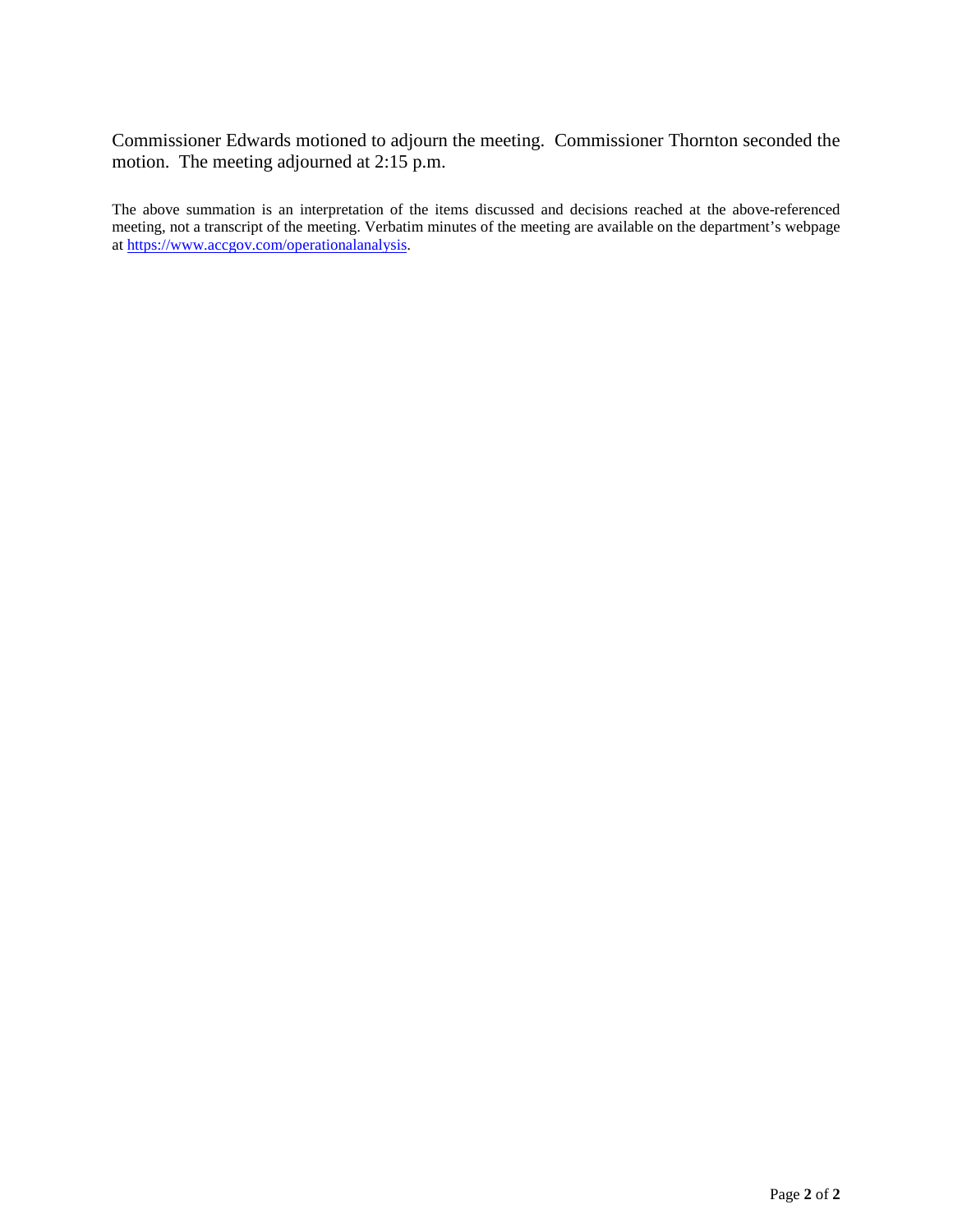Commissioner Edwards motioned to adjourn the meeting. Commissioner Thornton seconded the motion. The meeting adjourned at 2:15 p.m.

The above summation is an interpretation of the items discussed and decisions reached at the above-referenced meeting, not a transcript of the meeting. Verbatim minutes of the meeting are available on the department's webpage at [https://www.accgov.com/operationalanalysis](https://www.accgov.com/operationalanalysis).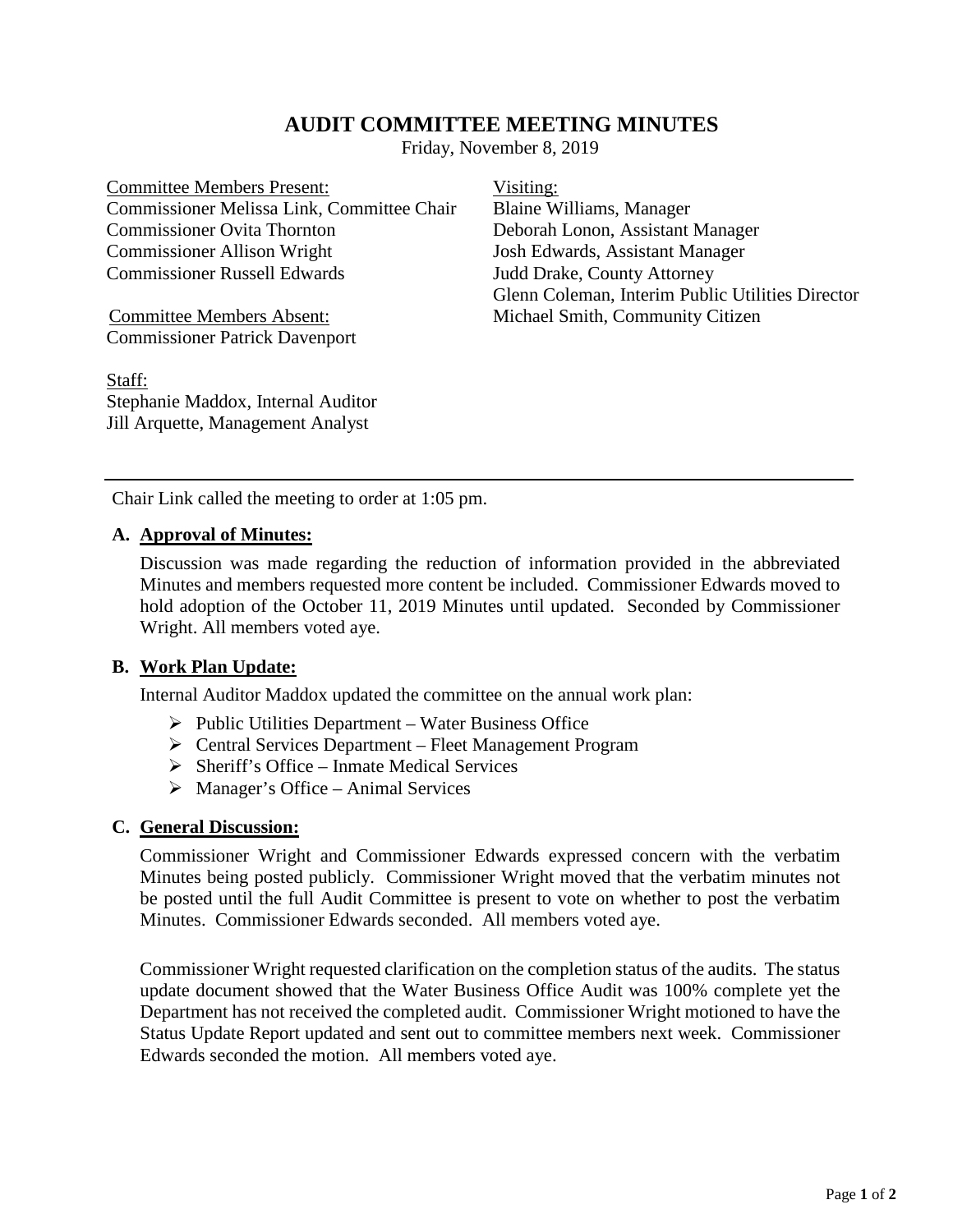# AUDIT COMMITTEE MEETING MINUTES

Friday, November 8, 2019

Committee Members Present:
Commissioner Melissa Link, Committee Chair
Commissioner Ovita Thornton
Commissioner Allison Wright
Commissioner Russell Edwards

Committee Members Absent:
Commissioner Patrick Davenport

Staff:
Stephanie Maddox, Internal Auditor
Jill Arquette, Management Analyst

Visiting:
Blaine Williams, Manager
Deborah Lonon, Assistant Manager
Josh Edwards, Assistant Manager
Judd Drake, County Attorney
Glenn Coleman, Interim Public Utilities Director
Michael Smith, Community Citizen

---

Chair Link called the meeting to order at 1:05 pm.

**A. Approval of Minutes:**

Discussion was made regarding the reduction of information provided in the abbreviated Minutes and members requested more content be included. Commissioner Edwards moved to hold adoption of the October 11, 2019 Minutes until updated. Seconded by Commissioner Wright. All members voted aye.

**B. Work Plan Update:**

Internal Auditor Maddox updated the committee on the annual work plan:

- Public Utilities Department – Water Business Office
- Central Services Department – Fleet Management Program
- Sheriff's Office – Inmate Medical Services
- Manager's Office – Animal Services

**C. General Discussion:**

Commissioner Wright and Commissioner Edwards expressed concern with the verbatim Minutes being posted publicly. Commissioner Wright moved that the verbatim minutes not be posted until the full Audit Committee is present to vote on whether to post the verbatim Minutes. Commissioner Edwards seconded. All members voted aye.

Commissioner Wright requested clarification on the completion status of the audits. The status update document showed that the Water Business Office Audit was 100% complete yet the Department has not received the completed audit. Commissioner Wright motioned to have the Status Update Report updated and sent out to committee members next week. Commissioner Edwards seconded the motion. All members voted aye.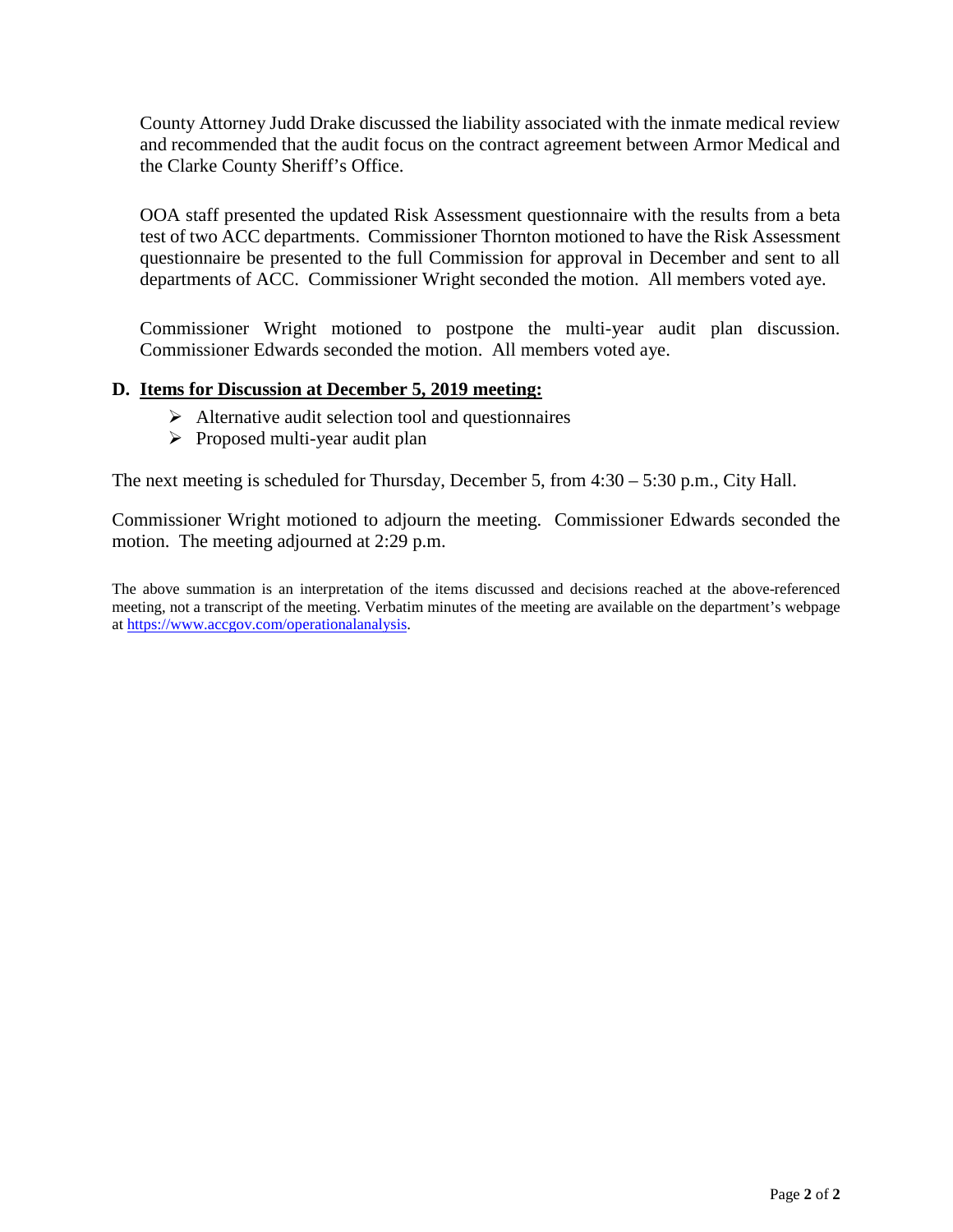County Attorney Judd Drake discussed the liability associated with the inmate medical review and recommended that the audit focus on the contract agreement between Armor Medical and the Clarke County Sheriff's Office.

OOA staff presented the updated Risk Assessment questionnaire with the results from a beta test of two ACC departments. Commissioner Thornton motioned to have the Risk Assessment questionnaire be presented to the full Commission for approval in December and sent to all departments of ACC. Commissioner Wright seconded the motion. All members voted aye.

Commissioner Wright motioned to postpone the multi-year audit plan discussion. Commissioner Edwards seconded the motion. All members voted aye.

## D. Items for Discussion at December 5, 2019 meeting:

- Alternative audit selection tool and questionnaires
- Proposed multi-year audit plan

The next meeting is scheduled for Thursday, December 5, from 4:30 – 5:30 p.m., City Hall.

Commissioner Wright motioned to adjourn the meeting. Commissioner Edwards seconded the motion. The meeting adjourned at 2:29 p.m.

The above summation is an interpretation of the items discussed and decisions reached at the above-referenced meeting, not a transcript of the meeting. Verbatim minutes of the meeting are available on the department's webpage at https://www.accgov.com/operationalanalysis.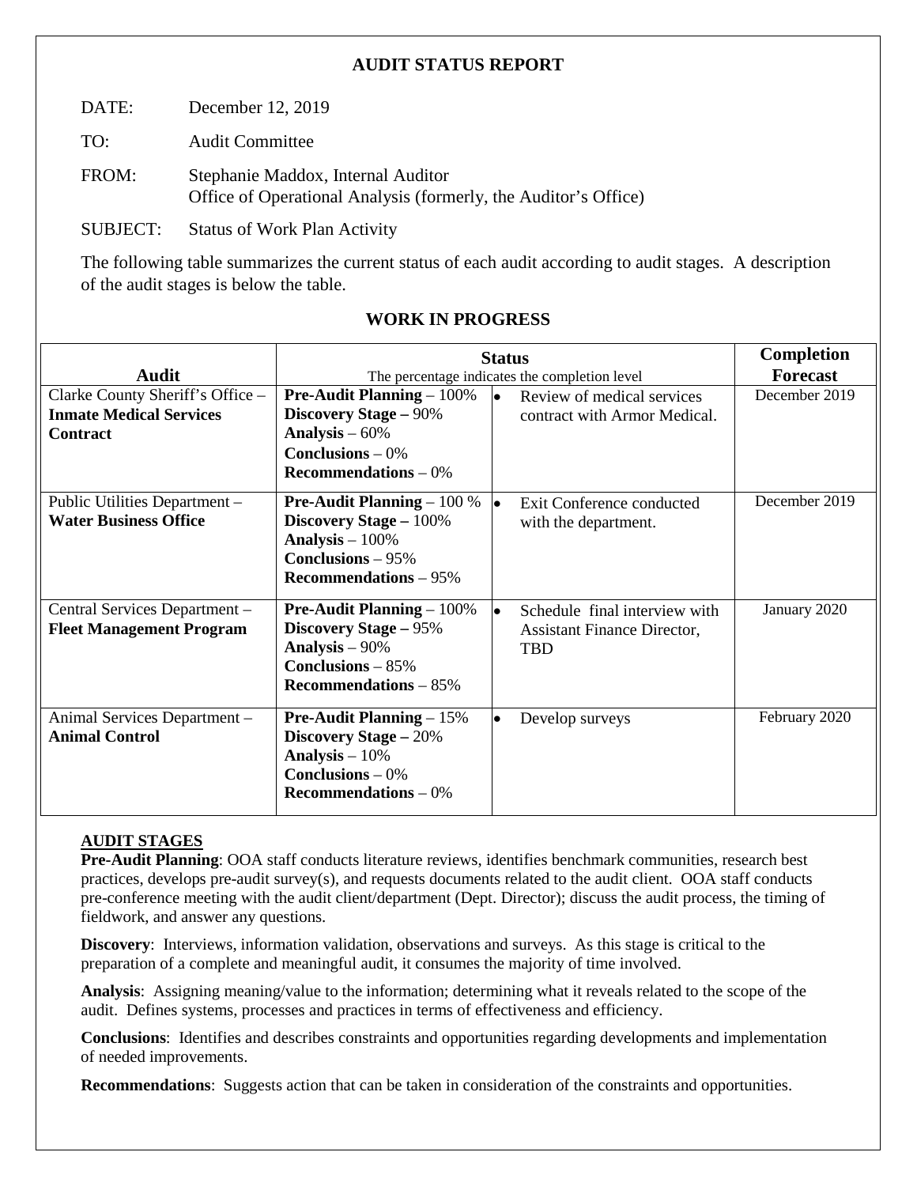**AUDIT STATUS REPORT**

DATE: December 12, 2019

TO: Audit Committee

FROM: Stephanie Maddox, Internal Auditor
Office of Operational Analysis (formerly, the Auditor's Office)

SUBJECT: Status of Work Plan Activity

The following table summarizes the current status of each audit according to audit stages. A description of the audit stages is below the table.

## WORK IN PROGRESS

| Audit | Status<br>The percentage indicates the completion level | | Completion Forecast |
|---|---|---|---|
| Clarke County Sheriff's Office – **Inmate Medical Services Contract** | **Pre-Audit Planning** – 100%<br>**Discovery Stage** – 90%<br>**Analysis** – 60%<br>**Conclusions** – 0%<br>**Recommendations** – 0% | • Review of medical services contract with Armor Medical. | December 2019 |
| Public Utilities Department – **Water Business Office** | **Pre-Audit Planning** – 100 %<br>**Discovery Stage** – 100%<br>**Analysis** – 100%<br>**Conclusions** – 95%<br>**Recommendations** – 95% | • Exit Conference conducted with the department. | December 2019 |
| Central Services Department – **Fleet Management Program** | **Pre-Audit Planning** – 100%<br>**Discovery Stage** – 95%<br>**Analysis** – 90%<br>**Conclusions** – 85%<br>**Recommendations** – 85% | • Schedule final interview with Assistant Finance Director, TBD | January 2020 |
| Animal Services Department – **Animal Control** | **Pre-Audit Planning** – 15%<br>**Discovery Stage** – 20%<br>**Analysis** – 10%<br>**Conclusions** – 0%<br>**Recommendations** – 0% | • Develop surveys | February 2020 |

**AUDIT STAGES**

**Pre-Audit Planning**: OOA staff conducts literature reviews, identifies benchmark communities, research best practices, develops pre-audit survey(s), and requests documents related to the audit client. OOA staff conducts pre-conference meeting with the audit client/department (Dept. Director); discuss the audit process, the timing of fieldwork, and answer any questions.

**Discovery**: Interviews, information validation, observations and surveys. As this stage is critical to the preparation of a complete and meaningful audit, it consumes the majority of time involved.

**Analysis**: Assigning meaning/value to the information; determining what it reveals related to the scope of the audit. Defines systems, processes and practices in terms of effectiveness and efficiency.

**Conclusions**: Identifies and describes constraints and opportunities regarding developments and implementation of needed improvements.

**Recommendations**: Suggests action that can be taken in consideration of the constraints and opportunities.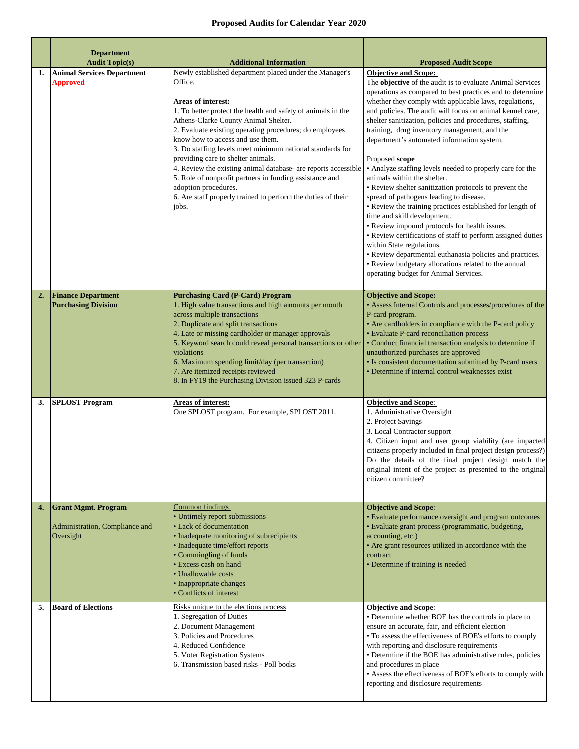# Proposed Audits for Calendar Year 2020

| | Department Audit Topic(s) | Additional Information | Proposed Audit Scope |
|---|---|---|---|
| **1.** | **Animal Services Department** **Approved** | Newly established department placed under the Manager's Office.<br><br>**Areas of interest:**<br>1. To better protect the health and safety of animals in the Athens-Clarke County Animal Shelter.<br>2. Evaluate existing operating procedures; do employees know how to access and use them.<br>3. Do staffing levels meet minimum national standards for providing care to shelter animals.<br>4. Review the existing animal database- are reports accessible<br>5. Role of nonprofit partners in funding assistance and adoption procedures.<br>6. Are staff properly trained to perform the duties of their jobs. | **Objective and Scope:**<br>The **objective** of the audit is to evaluate Animal Services operations as compared to best practices and to determine whether they comply with applicable laws, regulations, and policies. The audit will focus on animal kennel care, shelter sanitization, policies and procedures, staffing, training, drug inventory management, and the department's automated information system.<br><br>Proposed **scope**<br>• Analyze staffing levels needed to properly care for the animals within the shelter.<br>• Review shelter sanitization protocols to prevent the spread of pathogens leading to disease.<br>• Review the training practices established for length of time and skill development.<br>• Review impound protocols for health issues.<br>• Review certifications of staff to perform assigned duties within State regulations.<br>• Review departmental euthanasia policies and practices.<br>• Review budgetary allocations related to the annual operating budget for Animal Services. |
| **2.** | **Finance Department Purchasing Division** | **Purchasing Card (P-Card) Program**<br>1. High value transactions and high amounts per month across multiple transactions<br>2. Duplicate and split transactions<br>4. Late or missing cardholder or manager approvals<br>5. Keyword search could reveal personal transactions or other violations<br>6. Maximum spending limit/day (per transaction)<br>7. Are itemized receipts reviewed<br>8. In FY19 the Purchasing Division issued 323 P-cards | **Objective and Scope:**<br>• Assess Internal Controls and processes/procedures of the P-card program.<br>• Are cardholders in compliance with the P-card policy<br>• Evaluate P-card reconciliation process<br>• Conduct financial transaction analysis to determine if unauthorized purchases are approved<br>• Is consistent documentation submitted by P-card users<br>• Determine if internal control weaknesses exist |
| **3.** | **SPLOST Program** | **Areas of interest:**<br>One SPLOST program. For example, SPLOST 2011. | **Objective and Scope:**<br>1. Administrative Oversight<br>2. Project Savings<br>3. Local Contractor support<br>4. Citizen input and user group viability (are impacted citizens properly included in final project design process?) Do the details of the final project design match the original intent of the project as presented to the original citizen committee? |
| **4.** | **Grant Mgmt. Program**<br><br>Administration, Compliance and Oversight | Common findings<br>• Untimely report submissions<br>• Lack of documentation<br>• Inadequate monitoring of subrecipients<br>• Inadequate time/effort reports<br>• Commingling of funds<br>• Excess cash on hand<br>• Unallowable costs<br>• Inappropriate changes<br>• Conflicts of interest | **Objective and Scope:**<br>• Evaluate performance oversight and program outcomes<br>• Evaluate grant process (programmatic, budgeting, accounting, etc.)<br>• Are grant resources utilized in accordance with the contract<br>• Determine if training is needed |
| **5.** | **Board of Elections** | Risks unique to the elections process<br>1. Segregation of Duties<br>2. Document Management<br>3. Policies and Procedures<br>4. Reduced Confidence<br>5. Voter Registration Systems<br>6. Transmission based risks - Poll books | **Objective and Scope:**<br>• Determine whether BOE has the controls in place to ensure an accurate, fair, and efficient election<br>• To assess the effectiveness of BOE's efforts to comply with reporting and disclosure requirements<br>• Determine if the BOE has administrative rules, policies and procedures in place<br>• Assess the effectiveness of BOE's efforts to comply with reporting and disclosure requirements |